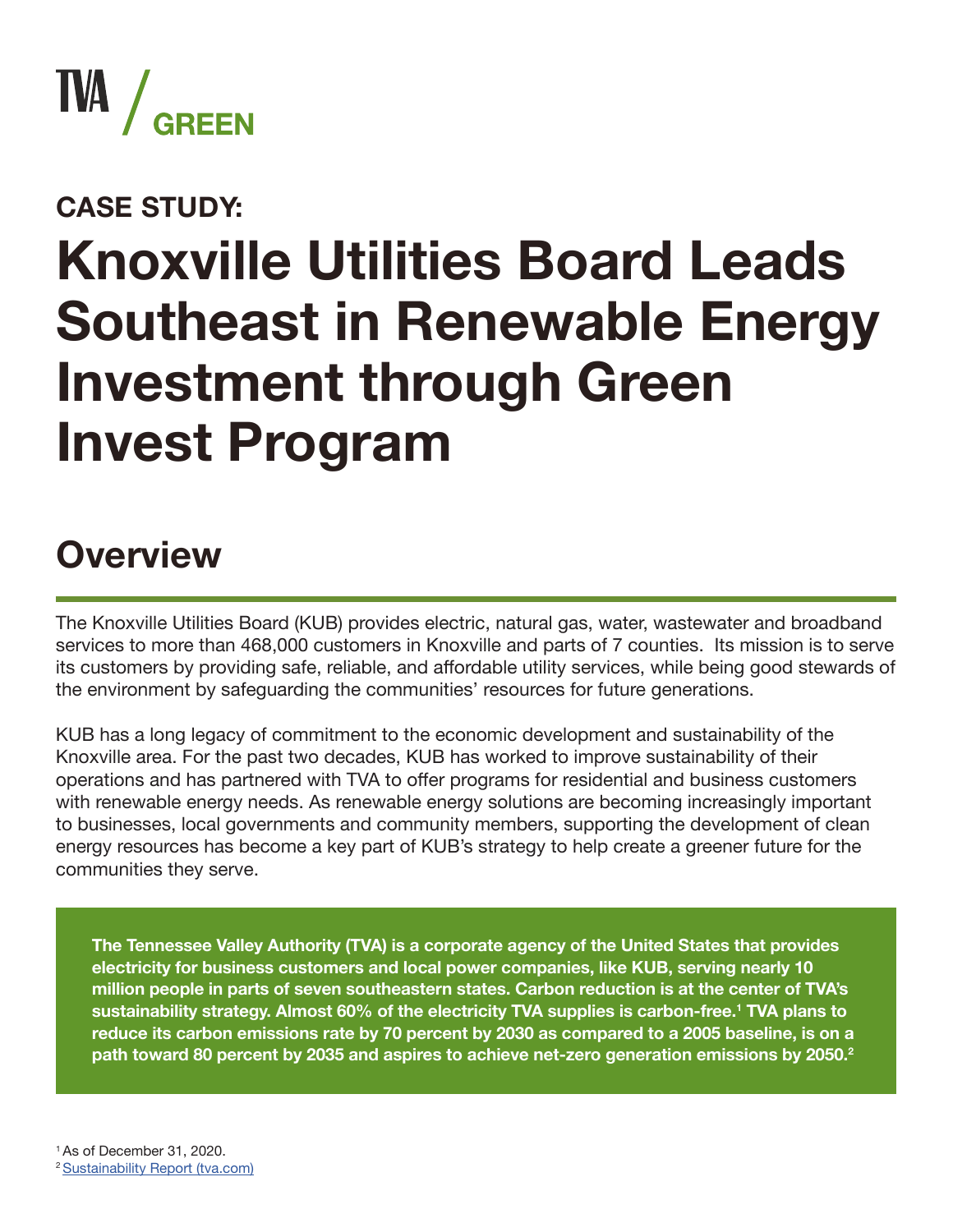TVA / GREEN

## CASE STUDY:

# Knoxville Utilities Board Leads Southeast in Renewable Energy Investment through Green Invest Program

## Overview

The Knoxville Utilities Board (KUB) provides electric, natural gas, water, wastewater and broadband services to more than 468,000 customers in Knoxville and parts of 7 counties. Its mission is to serve its customers by providing safe, reliable, and affordable utility services, while being good stewards of the environment by safeguarding the communities' resources for future generations.

KUB has a long legacy of commitment to the economic development and sustainability of the Knoxville area. For the past two decades, KUB has worked to improve sustainability of their operations and has partnered with TVA to offer programs for residential and business customers with renewable energy needs. As renewable energy solutions are becoming increasingly important to businesses, local governments and community members, supporting the development of clean energy resources has become a key part of KUB's strategy to help create a greener future for the communities they serve.

**The Tennessee Valley Authority (TVA) is a corporate agency of the United States that provides electricity for business customers and local power companies, like KUB, serving nearly 10 million people in parts of seven southeastern states. Carbon reduction is at the center of TVA's sustainability strategy. Almost 60% of the electricity TVA supplies is carbon-free.[1] TVA plans to reduce its carbon emissions rate by 70 percent by 2030 as compared to a 2005 baseline, is on a path toward 80 percent by 2035 and aspires to achieve net-zero generation emissions by 2050.[2]**

[1] As of December 31, 2020.
[2] Sustainability Report (tva.com)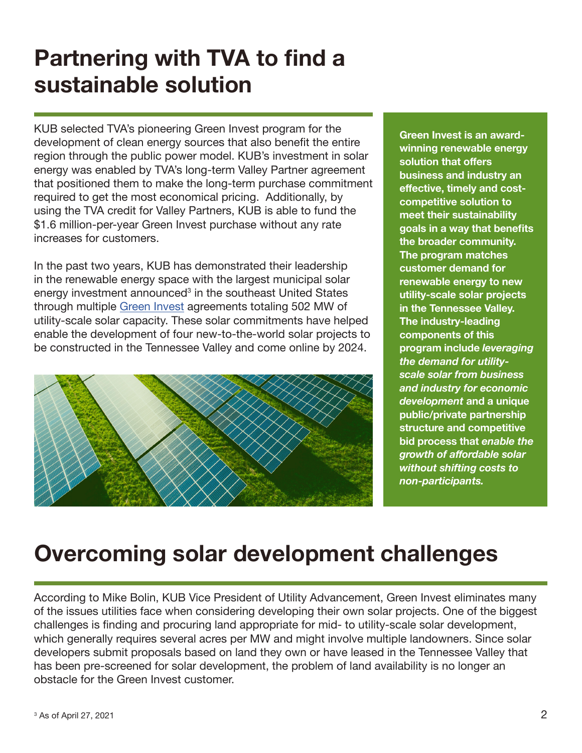# Partnering with TVA to find a sustainable solution

KUB selected TVA's pioneering Green Invest program for the development of clean energy sources that also benefit the entire region through the public power model. KUB's investment in solar energy was enabled by TVA's long-term Valley Partner agreement that positioned them to make the long-term purchase commitment required to get the most economical pricing. Additionally, by using the TVA credit for Valley Partners, KUB is able to fund the $1.6 million-per-year Green Invest purchase without any rate increases for customers.

In the past two years, KUB has demonstrated their leadership in the renewable energy space with the largest municipal solar energy investment announced[3] in the southeast United States through multiple Green Invest agreements totaling 502 MW of utility-scale solar capacity. These solar commitments have helped enable the development of four new-to-the-world solar projects to be constructed in the Tennessee Valley and come online by 2024.

**Green Invest is an award-winning renewable energy solution that offers business and industry an effective, timely and cost-competitive solution to meet their sustainability goals in a way that benefits the broader community. The program matches customer demand for renewable energy to new utility-scale solar projects in the Tennessee Valley. The industry-leading components of this program include *leveraging the demand for utility-scale solar from business and industry for economic development* and a unique public/private partnership structure and competitive bid process that *enable the growth of affordable solar without shifting costs to non-participants.***

# Overcoming solar development challenges

According to Mike Bolin, KUB Vice President of Utility Advancement, Green Invest eliminates many of the issues utilities face when considering developing their own solar projects. One of the biggest challenges is finding and procuring land appropriate for mid- to utility-scale solar development, which generally requires several acres per MW and might involve multiple landowners. Since solar developers submit proposals based on land they own or have leased in the Tennessee Valley that has been pre-screened for solar development, the problem of land availability is no longer an obstacle for the Green Invest customer.

[3] As of April 27, 2021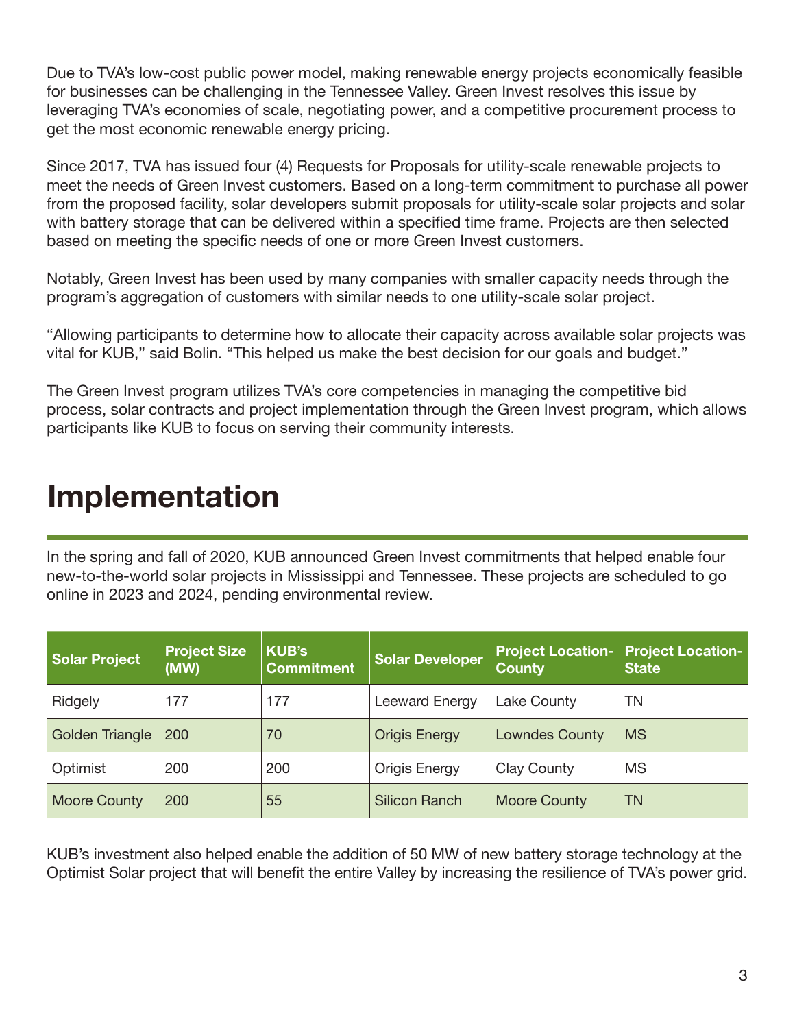Due to TVA's low-cost public power model, making renewable energy projects economically feasible for businesses can be challenging in the Tennessee Valley. Green Invest resolves this issue by leveraging TVA's economies of scale, negotiating power, and a competitive procurement process to get the most economic renewable energy pricing.

Since 2017, TVA has issued four (4) Requests for Proposals for utility-scale renewable projects to meet the needs of Green Invest customers. Based on a long-term commitment to purchase all power from the proposed facility, solar developers submit proposals for utility-scale solar projects and solar with battery storage that can be delivered within a specified time frame. Projects are then selected based on meeting the specific needs of one or more Green Invest customers.

Notably, Green Invest has been used by many companies with smaller capacity needs through the program's aggregation of customers with similar needs to one utility-scale solar project.

"Allowing participants to determine how to allocate their capacity across available solar projects was vital for KUB," said Bolin. "This helped us make the best decision for our goals and budget."

The Green Invest program utilizes TVA's core competencies in managing the competitive bid process, solar contracts and project implementation through the Green Invest program, which allows participants like KUB to focus on serving their community interests.

# Implementation

In the spring and fall of 2020, KUB announced Green Invest commitments that helped enable four new-to-the-world solar projects in Mississippi and Tennessee. These projects are scheduled to go online in 2023 and 2024, pending environmental review.

| Solar Project | Project Size (MW) | KUB's Commitment | Solar Developer | Project Location-County | Project Location-State |
|---|---|---|---|---|---|
| Ridgely | 177 | 177 | Leeward Energy | Lake County | TN |
| Golden Triangle | 200 | 70 | Origis Energy | Lowndes County | MS |
| Optimist | 200 | 200 | Origis Energy | Clay County | MS |
| Moore County | 200 | 55 | Silicon Ranch | Moore County | TN |

KUB's investment also helped enable the addition of 50 MW of new battery storage technology at the Optimist Solar project that will benefit the entire Valley by increasing the resilience of TVA's power grid.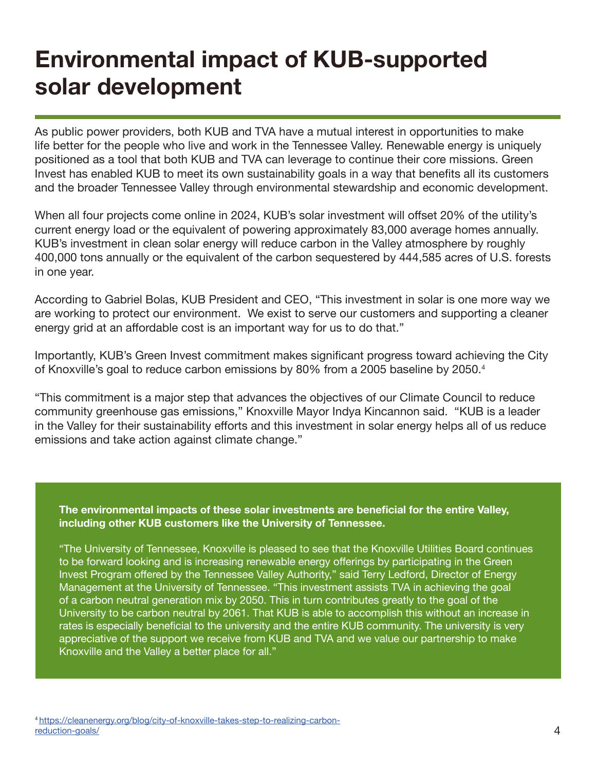# Environmental impact of KUB-supported solar development

As public power providers, both KUB and TVA have a mutual interest in opportunities to make life better for the people who live and work in the Tennessee Valley. Renewable energy is uniquely positioned as a tool that both KUB and TVA can leverage to continue their core missions. Green Invest has enabled KUB to meet its own sustainability goals in a way that benefits all its customers and the broader Tennessee Valley through environmental stewardship and economic development.

When all four projects come online in 2024, KUB's solar investment will offset 20% of the utility's current energy load or the equivalent of powering approximately 83,000 average homes annually. KUB's investment in clean solar energy will reduce carbon in the Valley atmosphere by roughly 400,000 tons annually or the equivalent of the carbon sequestered by 444,585 acres of U.S. forests in one year.

According to Gabriel Bolas, KUB President and CEO, "This investment in solar is one more way we are working to protect our environment. We exist to serve our customers and supporting a cleaner energy grid at an affordable cost is an important way for us to do that."

Importantly, KUB's Green Invest commitment makes significant progress toward achieving the City of Knoxville's goal to reduce carbon emissions by 80% from a 2005 baseline by 2050.[4]

"This commitment is a major step that advances the objectives of our Climate Council to reduce community greenhouse gas emissions," Knoxville Mayor Indya Kincannon said. "KUB is a leader in the Valley for their sustainability efforts and this investment in solar energy helps all of us reduce emissions and take action against climate change."

**The environmental impacts of these solar investments are beneficial for the entire Valley, including other KUB customers like the University of Tennessee.**

"The University of Tennessee, Knoxville is pleased to see that the Knoxville Utilities Board continues to be forward looking and is increasing renewable energy offerings by participating in the Green Invest Program offered by the Tennessee Valley Authority," said Terry Ledford, Director of Energy Management at the University of Tennessee. "This investment assists TVA in achieving the goal of a carbon neutral generation mix by 2050. This in turn contributes greatly to the goal of the University to be carbon neutral by 2061. That KUB is able to accomplish this without an increase in rates is especially beneficial to the university and the entire KUB community. The university is very appreciative of the support we receive from KUB and TVA and we value our partnership to make Knoxville and the Valley a better place for all."

[4] https://cleanenergy.org/blog/city-of-knoxville-takes-step-to-realizing-carbon-reduction-goals/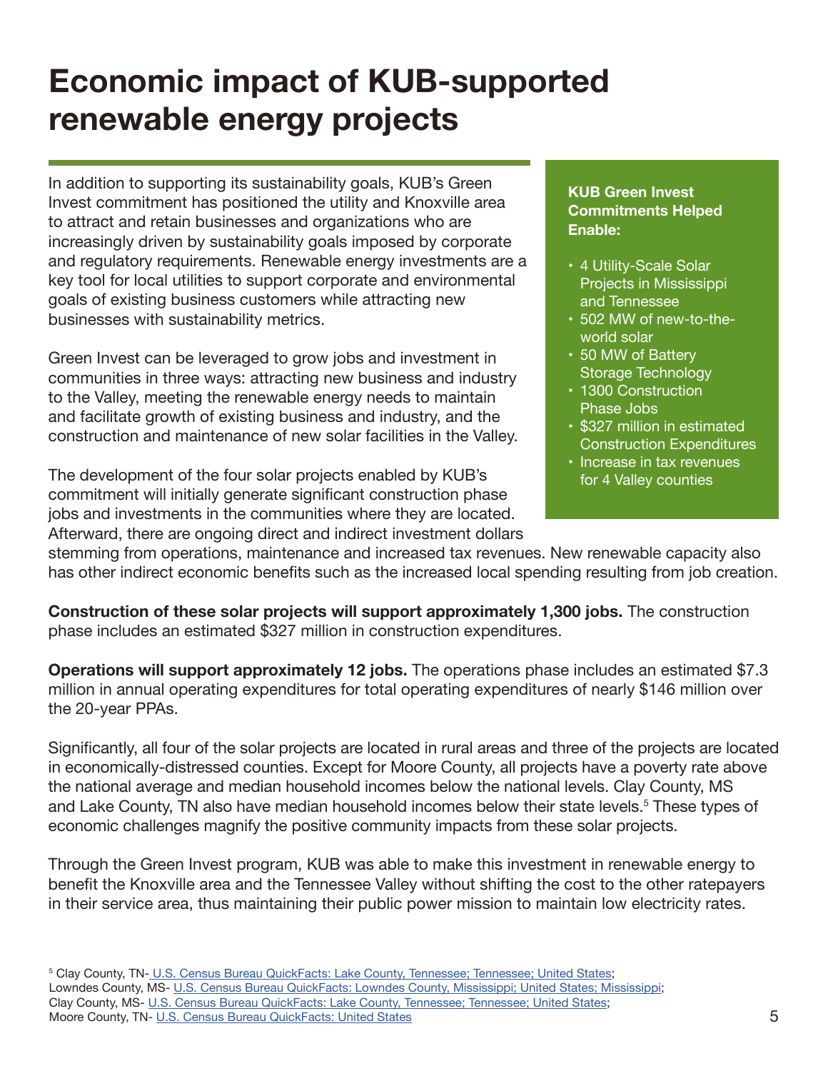# Economic impact of KUB-supported renewable energy projects

In addition to supporting its sustainability goals, KUB's Green Invest commitment has positioned the utility and Knoxville area to attract and retain businesses and organizations who are increasingly driven by sustainability goals imposed by corporate and regulatory requirements. Renewable energy investments are a key tool for local utilities to support corporate and environmental goals of existing business customers while attracting new businesses with sustainability metrics.

Green Invest can be leveraged to grow jobs and investment in communities in three ways: attracting new business and industry to the Valley, meeting the renewable energy needs to maintain and facilitate growth of existing business and industry, and the construction and maintenance of new solar facilities in the Valley.

The development of the four solar projects enabled by KUB's commitment will initially generate significant construction phase jobs and investments in the communities where they are located. Afterward, there are ongoing direct and indirect investment dollars stemming from operations, maintenance and increased tax revenues. New renewable capacity also has other indirect economic benefits such as the increased local spending resulting from job creation.

**KUB Green Invest Commitments Helped Enable:**

- 4 Utility-Scale Solar Projects in Mississippi and Tennessee
- 502 MW of new-to-the-world solar
- 50 MW of Battery Storage Technology
- 1300 Construction Phase Jobs
- $327 million in estimated Construction Expenditures
- Increase in tax revenues for 4 Valley counties

**Construction of these solar projects will support approximately 1,300 jobs.** The construction phase includes an estimated $327 million in construction expenditures.

**Operations will support approximately 12 jobs.** The operations phase includes an estimated $7.3 million in annual operating expenditures for total operating expenditures of nearly $146 million over the 20-year PPAs.

Significantly, all four of the solar projects are located in rural areas and three of the projects are located in economically-distressed counties. Except for Moore County, all projects have a poverty rate above the national average and median household incomes below the national levels. Clay County, MS and Lake County, TN also have median household incomes below their state levels.[5] These types of economic challenges magnify the positive community impacts from these solar projects.

Through the Green Invest program, KUB was able to make this investment in renewable energy to benefit the Knoxville area and the Tennessee Valley without shifting the cost to the other ratepayers in their service area, thus maintaining their public power mission to maintain low electricity rates.

[5] Clay County, TN- U.S. Census Bureau QuickFacts: Lake County, Tennessee; Tennessee; United States;
Lowndes County, MS- U.S. Census Bureau QuickFacts: Lowndes County, Mississippi; United States; Mississippi;
Clay County, MS- U.S. Census Bureau QuickFacts: Lake County, Tennessee; Tennessee; United States;
Moore County, TN- U.S. Census Bureau QuickFacts: United States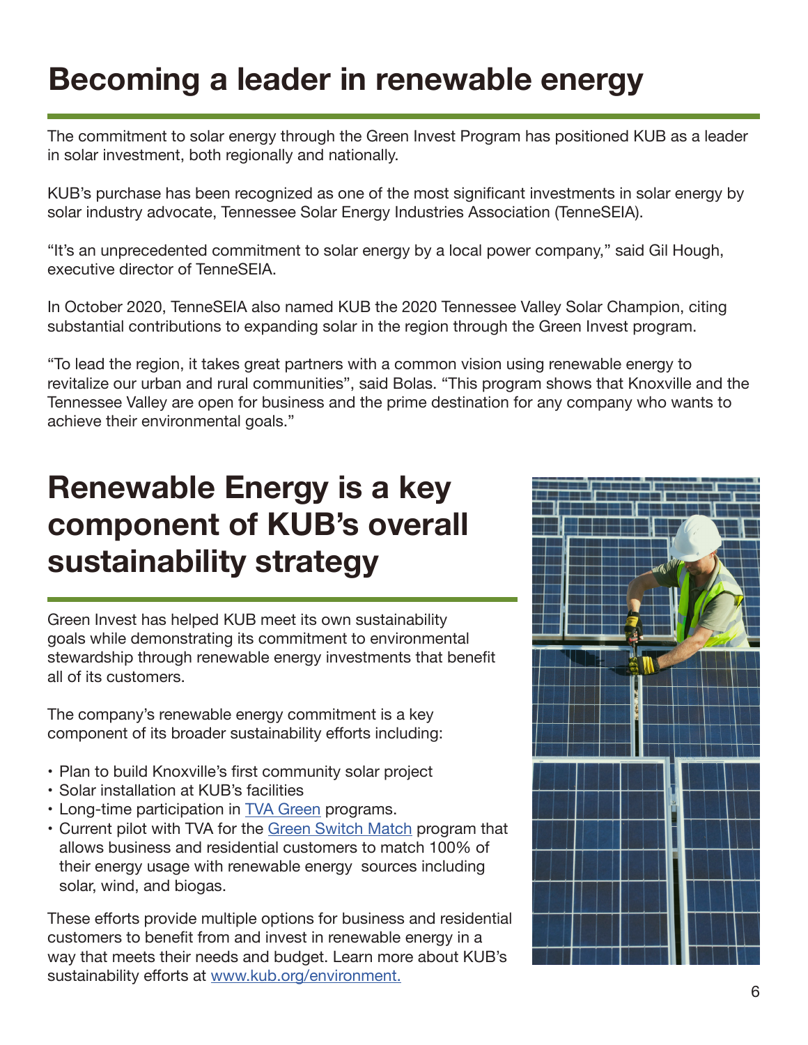# Becoming a leader in renewable energy

The commitment to solar energy through the Green Invest Program has positioned KUB as a leader in solar investment, both regionally and nationally.

KUB's purchase has been recognized as one of the most significant investments in solar energy by solar industry advocate, Tennessee Solar Energy Industries Association (TenneSEIA).

"It's an unprecedented commitment to solar energy by a local power company," said Gil Hough, executive director of TenneSEIA.

In October 2020, TenneSEIA also named KUB the 2020 Tennessee Valley Solar Champion, citing substantial contributions to expanding solar in the region through the Green Invest program.

"To lead the region, it takes great partners with a common vision using renewable energy to revitalize our urban and rural communities", said Bolas. "This program shows that Knoxville and the Tennessee Valley are open for business and the prime destination for any company who wants to achieve their environmental goals."

# Renewable Energy is a key component of KUB's overall sustainability strategy

Green Invest has helped KUB meet its own sustainability goals while demonstrating its commitment to environmental stewardship through renewable energy investments that benefit all of its customers.

The company's renewable energy commitment is a key component of its broader sustainability efforts including:

- Plan to build Knoxville's first community solar project
- Solar installation at KUB's facilities
- Long-time participation in TVA Green programs.
- Current pilot with TVA for the Green Switch Match program that allows business and residential customers to match 100% of their energy usage with renewable energy sources including solar, wind, and biogas.

These efforts provide multiple options for business and residential customers to benefit from and invest in renewable energy in a way that meets their needs and budget. Learn more about KUB's sustainability efforts at www.kub.org/environment.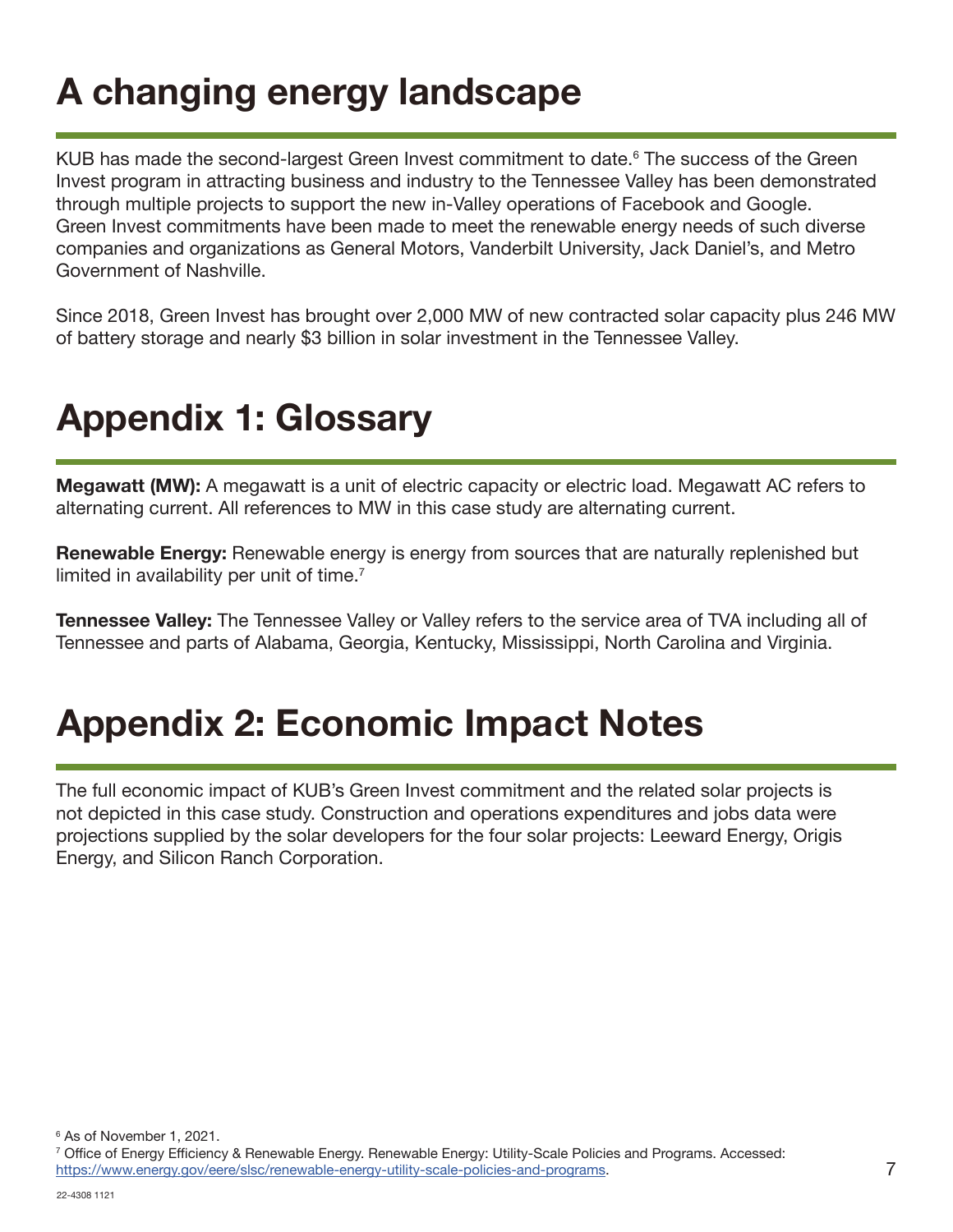# A changing energy landscape

KUB has made the second-largest Green Invest commitment to date.[6] The success of the Green Invest program in attracting business and industry to the Tennessee Valley has been demonstrated through multiple projects to support the new in-Valley operations of Facebook and Google. Green Invest commitments have been made to meet the renewable energy needs of such diverse companies and organizations as General Motors, Vanderbilt University, Jack Daniel's, and Metro Government of Nashville.

Since 2018, Green Invest has brought over 2,000 MW of new contracted solar capacity plus 246 MW of battery storage and nearly $3 billion in solar investment in the Tennessee Valley.

# Appendix 1: Glossary

**Megawatt (MW):** A megawatt is a unit of electric capacity or electric load. Megawatt AC refers to alternating current. All references to MW in this case study are alternating current.

**Renewable Energy:** Renewable energy is energy from sources that are naturally replenished but limited in availability per unit of time.[7]

**Tennessee Valley:** The Tennessee Valley or Valley refers to the service area of TVA including all of Tennessee and parts of Alabama, Georgia, Kentucky, Mississippi, North Carolina and Virginia.

# Appendix 2: Economic Impact Notes

The full economic impact of KUB's Green Invest commitment and the related solar projects is not depicted in this case study. Construction and operations expenditures and jobs data were projections supplied by the solar developers for the four solar projects: Leeward Energy, Origis Energy, and Silicon Ranch Corporation.

[6] As of November 1, 2021.

[7] Office of Energy Efficiency & Renewable Energy. Renewable Energy: Utility-Scale Policies and Programs. Accessed: https://www.energy.gov/eere/slsc/renewable-energy-utility-scale-policies-and-programs.

22-4308 1121